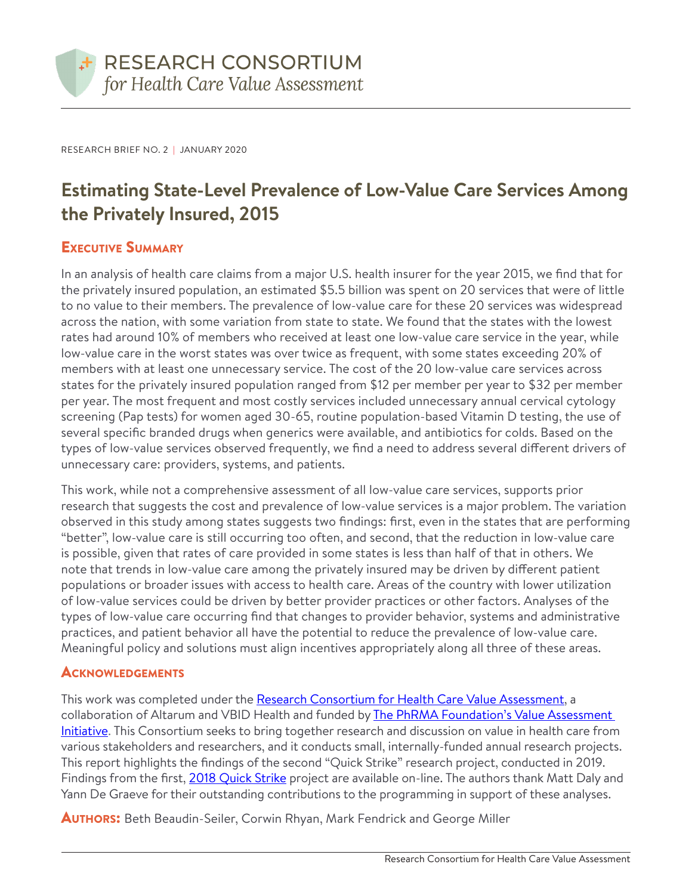RESEARCH CONSORTIUM
*for Health Care Value Assessment*

RESEARCH BRIEF NO. 2 | JANUARY 2020

# Estimating State-Level Prevalence of Low-Value Care Services Among the Privately Insured, 2015

## Executive Summary

In an analysis of health care claims from a major U.S. health insurer for the year 2015, we find that for the privately insured population, an estimated $5.5 billion was spent on 20 services that were of little to no value to their members. The prevalence of low-value care for these 20 services was widespread across the nation, with some variation from state to state. We found that the states with the lowest rates had around 10% of members who received at least one low-value care service in the year, while low-value care in the worst states was over twice as frequent, with some states exceeding 20% of members with at least one unnecessary service. The cost of the 20 low-value care services across states for the privately insured population ranged from $12 per member per year to $32 per member per year. The most frequent and most costly services included unnecessary annual cervical cytology screening (Pap tests) for women aged 30-65, routine population-based Vitamin D testing, the use of several specific branded drugs when generics were available, and antibiotics for colds. Based on the types of low-value services observed frequently, we find a need to address several different drivers of unnecessary care: providers, systems, and patients.

This work, while not a comprehensive assessment of all low-value care services, supports prior research that suggests the cost and prevalence of low-value services is a major problem. The variation observed in this study among states suggests two findings: first, even in the states that are performing "better", low-value care is still occurring too often, and second, that the reduction in low-value care is possible, given that rates of care provided in some states is less than half of that in others. We note that trends in low-value care among the privately insured may be driven by different patient populations or broader issues with access to health care. Areas of the country with lower utilization of low-value services could be driven by better provider practices or other factors. Analyses of the types of low-value care occurring find that changes to provider behavior, systems and administrative practices, and patient behavior all have the potential to reduce the prevalence of low-value care. Meaningful policy and solutions must align incentives appropriately along all three of these areas.

## Acknowledgements

This work was completed under the Research Consortium for Health Care Value Assessment, a collaboration of Altarum and VBID Health and funded by The PhRMA Foundation's Value Assessment Initiative. This Consortium seeks to bring together research and discussion on value in health care from various stakeholders and researchers, and it conducts small, internally-funded annual research projects. This report highlights the findings of the second "Quick Strike" research project, conducted in 2019. Findings from the first, 2018 Quick Strike project are available on-line. The authors thank Matt Daly and Yann De Graeve for their outstanding contributions to the programming in support of these analyses.

**Authors:** Beth Beaudin-Seiler, Corwin Rhyan, Mark Fendrick and George Miller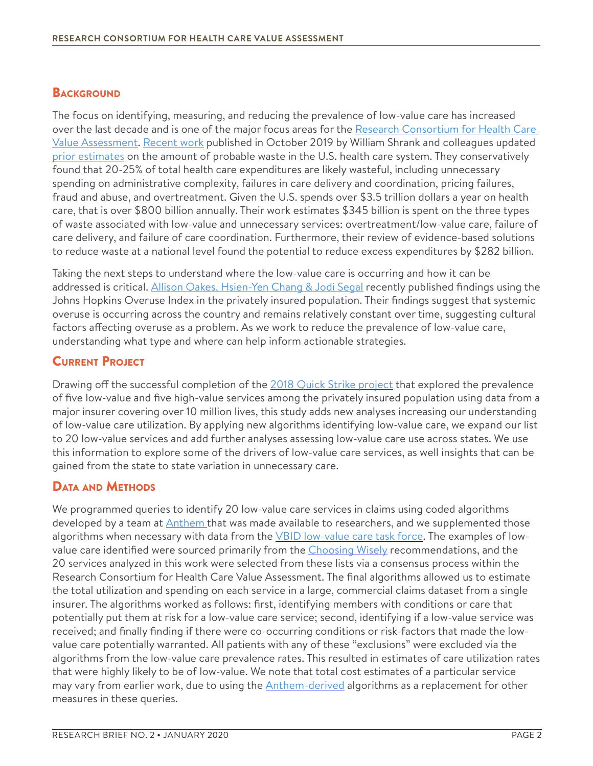## Background

The focus on identifying, measuring, and reducing the prevalence of low-value care has increased over the last decade and is one of the major focus areas for the Research Consortium for Health Care Value Assessment. Recent work published in October 2019 by William Shrank and colleagues updated prior estimates on the amount of probable waste in the U.S. health care system. They conservatively found that 20-25% of total health care expenditures are likely wasteful, including unnecessary spending on administrative complexity, failures in care delivery and coordination, pricing failures, fraud and abuse, and overtreatment. Given the U.S. spends over $3.5 trillion dollars a year on health care, that is over $800 billion annually. Their work estimates $345 billion is spent on the three types of waste associated with low-value and unnecessary services: overtreatment/low-value care, failure of care delivery, and failure of care coordination. Furthermore, their review of evidence-based solutions to reduce waste at a national level found the potential to reduce excess expenditures by $282 billion.

Taking the next steps to understand where the low-value care is occurring and how it can be addressed is critical. Allison Oakes, Hsien-Yen Chang & Jodi Segal recently published findings using the Johns Hopkins Overuse Index in the privately insured population. Their findings suggest that systemic overuse is occurring across the country and remains relatively constant over time, suggesting cultural factors affecting overuse as a problem. As we work to reduce the prevalence of low-value care, understanding what type and where can help inform actionable strategies.

## Current Project

Drawing off the successful completion of the 2018 Quick Strike project that explored the prevalence of five low-value and five high-value services among the privately insured population using data from a major insurer covering over 10 million lives, this study adds new analyses increasing our understanding of low-value care utilization. By applying new algorithms identifying low-value care, we expand our list to 20 low-value services and add further analyses assessing low-value care use across states. We use this information to explore some of the drivers of low-value care services, as well insights that can be gained from the state to state variation in unnecessary care.

## Data and Methods

We programmed queries to identify 20 low-value care services in claims using coded algorithms developed by a team at Anthem that was made available to researchers, and we supplemented those algorithms when necessary with data from the VBID low-value care task force. The examples of low-value care identified were sourced primarily from the Choosing Wisely recommendations, and the 20 services analyzed in this work were selected from these lists via a consensus process within the Research Consortium for Health Care Value Assessment. The final algorithms allowed us to estimate the total utilization and spending on each service in a large, commercial claims dataset from a single insurer. The algorithms worked as follows: first, identifying members with conditions or care that potentially put them at risk for a low-value care service; second, identifying if a low-value service was received; and finally finding if there were co-occurring conditions or risk-factors that made the low-value care potentially warranted. All patients with any of these "exclusions" were excluded via the algorithms from the low-value care prevalence rates. This resulted in estimates of care utilization rates that were highly likely to be of low-value. We note that total cost estimates of a particular service may vary from earlier work, due to using the Anthem-derived algorithms as a replacement for other measures in these queries.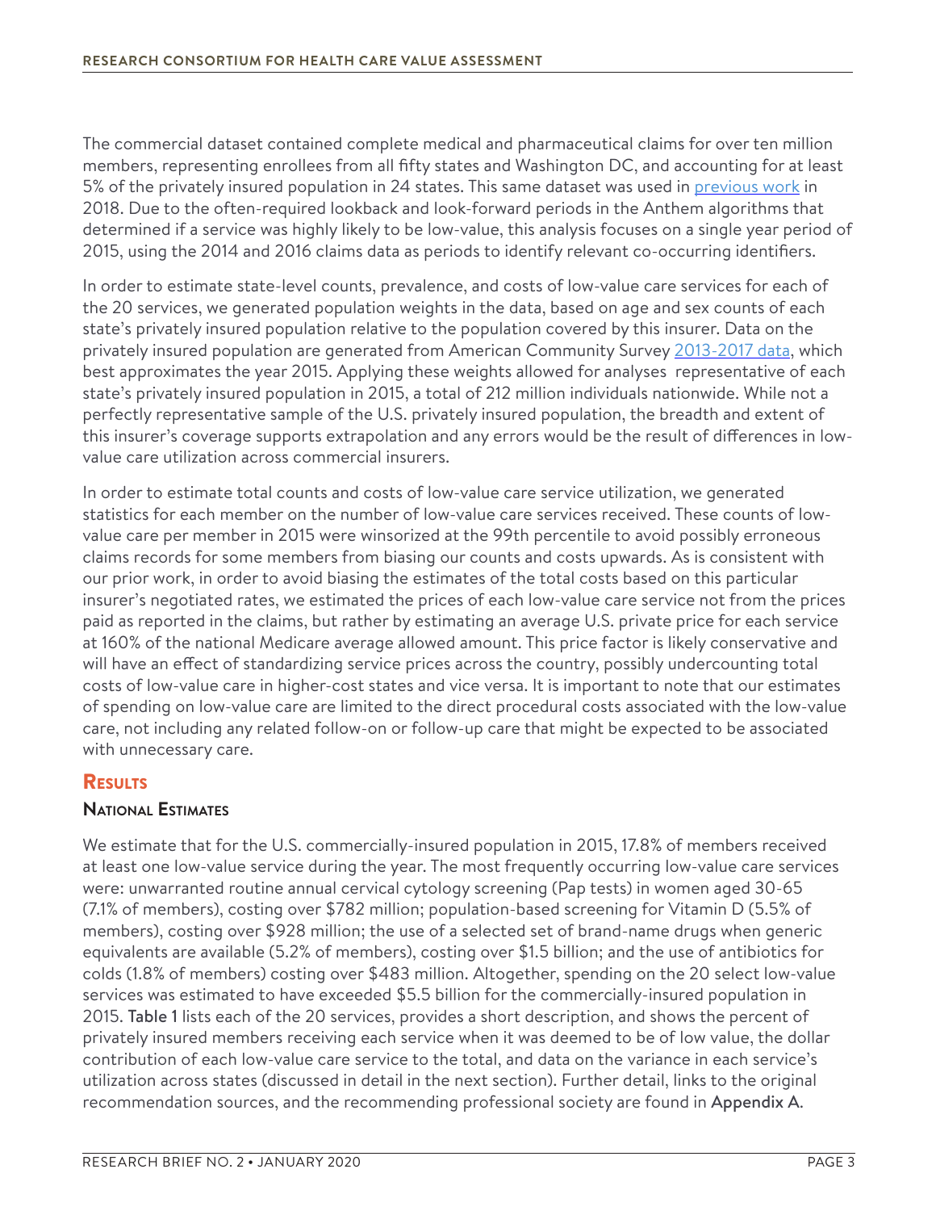The commercial dataset contained complete medical and pharmaceutical claims for over ten million members, representing enrollees from all fifty states and Washington DC, and accounting for at least 5% of the privately insured population in 24 states. This same dataset was used in previous work in 2018. Due to the often-required lookback and look-forward periods in the Anthem algorithms that determined if a service was highly likely to be low-value, this analysis focuses on a single year period of 2015, using the 2014 and 2016 claims data as periods to identify relevant co-occurring identifiers.

In order to estimate state-level counts, prevalence, and costs of low-value care services for each of the 20 services, we generated population weights in the data, based on age and sex counts of each state's privately insured population relative to the population covered by this insurer. Data on the privately insured population are generated from American Community Survey 2013-2017 data, which best approximates the year 2015. Applying these weights allowed for analyses representative of each state's privately insured population in 2015, a total of 212 million individuals nationwide. While not a perfectly representative sample of the U.S. privately insured population, the breadth and extent of this insurer's coverage supports extrapolation and any errors would be the result of differences in low-value care utilization across commercial insurers.

In order to estimate total counts and costs of low-value care service utilization, we generated statistics for each member on the number of low-value care services received. These counts of low-value care per member in 2015 were winsorized at the 99th percentile to avoid possibly erroneous claims records for some members from biasing our counts and costs upwards. As is consistent with our prior work, in order to avoid biasing the estimates of the total costs based on this particular insurer's negotiated rates, we estimated the prices of each low-value care service not from the prices paid as reported in the claims, but rather by estimating an average U.S. private price for each service at 160% of the national Medicare average allowed amount. This price factor is likely conservative and will have an effect of standardizing service prices across the country, possibly undercounting total costs of low-value care in higher-cost states and vice versa. It is important to note that our estimates of spending on low-value care are limited to the direct procedural costs associated with the low-value care, not including any related follow-on or follow-up care that might be expected to be associated with unnecessary care.

## Results

### National Estimates

We estimate that for the U.S. commercially-insured population in 2015, 17.8% of members received at least one low-value service during the year. The most frequently occurring low-value care services were: unwarranted routine annual cervical cytology screening (Pap tests) in women aged 30-65 (7.1% of members), costing over $782 million; population-based screening for Vitamin D (5.5% of members), costing over $928 million; the use of a selected set of brand-name drugs when generic equivalents are available (5.2% of members), costing over $1.5 billion; and the use of antibiotics for colds (1.8% of members) costing over $483 million. Altogether, spending on the 20 select low-value services was estimated to have exceeded $5.5 billion for the commercially-insured population in 2015. **Table 1** lists each of the 20 services, provides a short description, and shows the percent of privately insured members receiving each service when it was deemed to be of low value, the dollar contribution of each low-value care service to the total, and data on the variance in each service's utilization across states (discussed in detail in the next section). Further detail, links to the original recommendation sources, and the recommending professional society are found in **Appendix A**.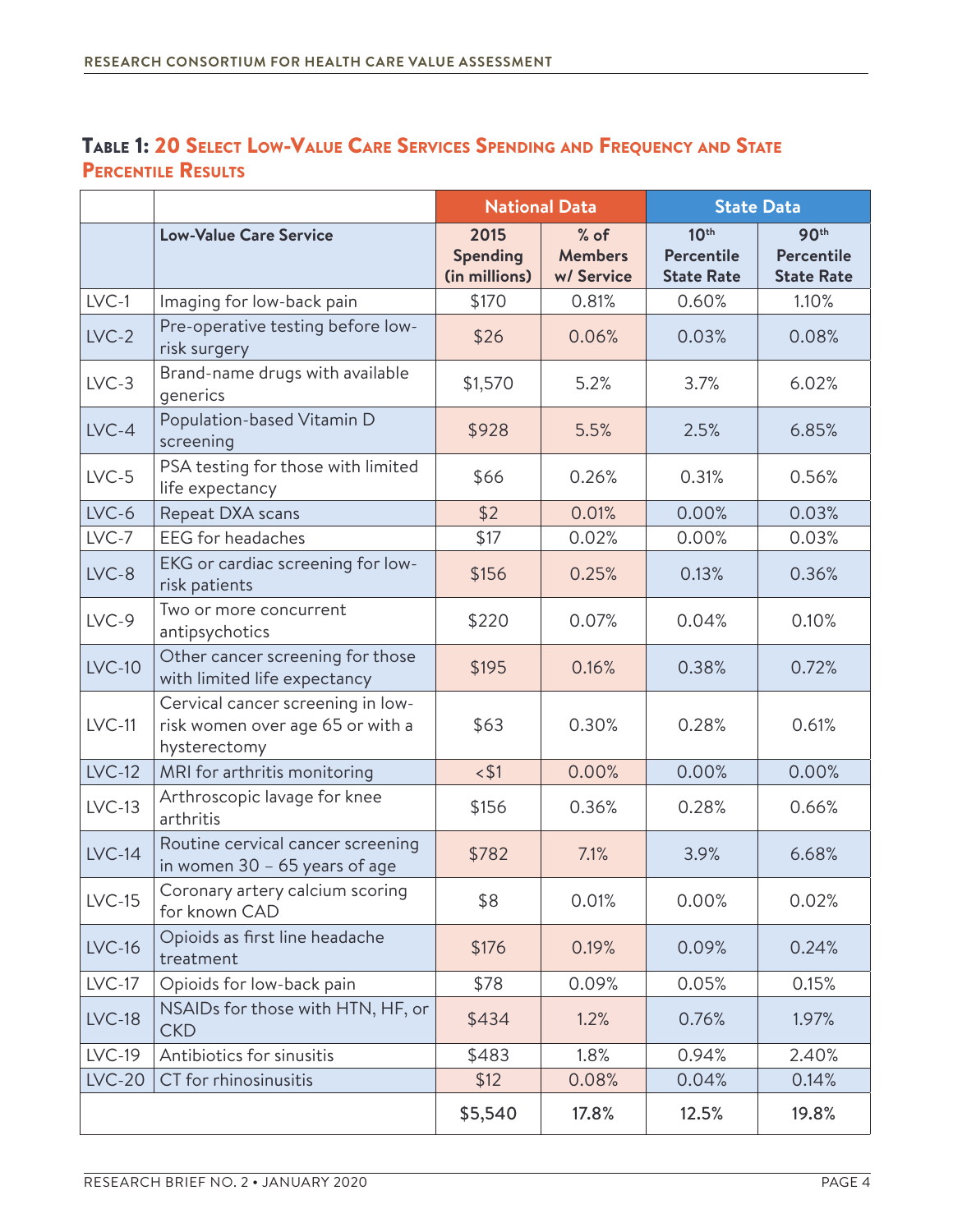**Table 1: 20 Select Low-Value Care Services Spending and Frequency and State Percentile Results**

| | | National Data | | State Data | |
|---|---|---|---|---|---|
| | **Low-Value Care Service** | **2015 Spending (in millions)** | **% of Members w/ Service** | **10th Percentile State Rate** | **90th Percentile State Rate** |
| LVC-1 | Imaging for low-back pain | $170 | 0.81% | 0.60% | 1.10% |
| LVC-2 | Pre-operative testing before low-risk surgery | $26 | 0.06% | 0.03% | 0.08% |
| LVC-3 | Brand-name drugs with available generics | $1,570 | 5.2% | 3.7% | 6.02% |
| LVC-4 | Population-based Vitamin D screening | $928 | 5.5% | 2.5% | 6.85% |
| LVC-5 | PSA testing for those with limited life expectancy | $66 | 0.26% | 0.31% | 0.56% |
| LVC-6 | Repeat DXA scans | $2 | 0.01% | 0.00% | 0.03% |
| LVC-7 | EEG for headaches | $17 | 0.02% | 0.00% | 0.03% |
| LVC-8 | EKG or cardiac screening for low-risk patients | $156 | 0.25% | 0.13% | 0.36% |
| LVC-9 | Two or more concurrent antipsychotics | $220 | 0.07% | 0.04% | 0.10% |
| LVC-10 | Other cancer screening for those with limited life expectancy | $195 | 0.16% | 0.38% | 0.72% |
| LVC-11 | Cervical cancer screening in low-risk women over age 65 or with a hysterectomy | $63 | 0.30% | 0.28% | 0.61% |
| LVC-12 | MRI for arthritis monitoring | <$1 | 0.00% | 0.00% | 0.00% |
| LVC-13 | Arthroscopic lavage for knee arthritis | $156 | 0.36% | 0.28% | 0.66% |
| LVC-14 | Routine cervical cancer screening in women 30 – 65 years of age | $782 | 7.1% | 3.9% | 6.68% |
| LVC-15 | Coronary artery calcium scoring for known CAD | $8 | 0.01% | 0.00% | 0.02% |
| LVC-16 | Opioids as first line headache treatment | $176 | 0.19% | 0.09% | 0.24% |
| LVC-17 | Opioids for low-back pain | $78 | 0.09% | 0.05% | 0.15% |
| LVC-18 | NSAIDs for those with HTN, HF, or CKD | $434 | 1.2% | 0.76% | 1.97% |
| LVC-19 | Antibiotics for sinusitis | $483 | 1.8% | 0.94% | 2.40% |
| LVC-20 | CT for rhinosinusitis | $12 | 0.08% | 0.04% | 0.14% |
| | | **$5,540** | **17.8%** | **12.5%** | **19.8%** |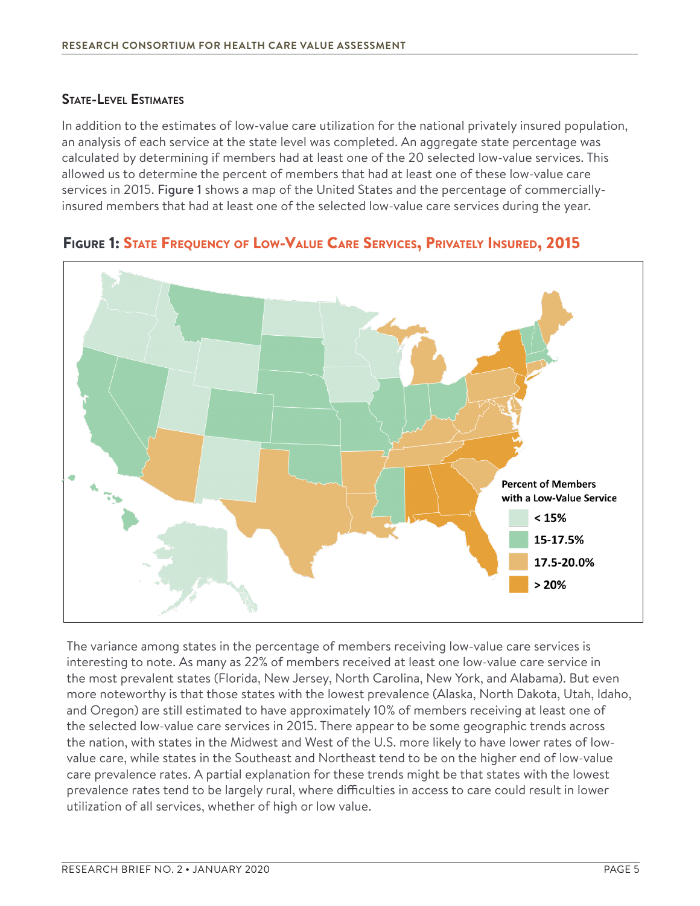### State-Level Estimates

In addition to the estimates of low-value care utilization for the national privately insured population, an analysis of each service at the state level was completed. An aggregate state percentage was calculated by determining if members had at least one of the 20 selected low-value services. This allowed us to determine the percent of members that had at least one of these low-value care services in 2015. **Figure 1** shows a map of the United States and the percentage of commercially-insured members that had at least one of the selected low-value care services during the year.

**Figure 1: State Frequency of Low-Value Care Services, Privately Insured, 2015**

Percent of Members with a Low-Value Service

- < 15%
- 15-17.5%
- 17.5-20.0%
- > 20%

The variance among states in the percentage of members receiving low-value care services is interesting to note. As many as 22% of members received at least one low-value care service in the most prevalent states (Florida, New Jersey, North Carolina, New York, and Alabama). But even more noteworthy is that those states with the lowest prevalence (Alaska, North Dakota, Utah, Idaho, and Oregon) are still estimated to have approximately 10% of members receiving at least one of the selected low-value care services in 2015. There appear to be some geographic trends across the nation, with states in the Midwest and West of the U.S. more likely to have lower rates of low-value care, while states in the Southeast and Northeast tend to be on the higher end of low-value care prevalence rates. A partial explanation for these trends might be that states with the lowest prevalence rates tend to be largely rural, where difficulties in access to care could result in lower utilization of all services, whether of high or low value.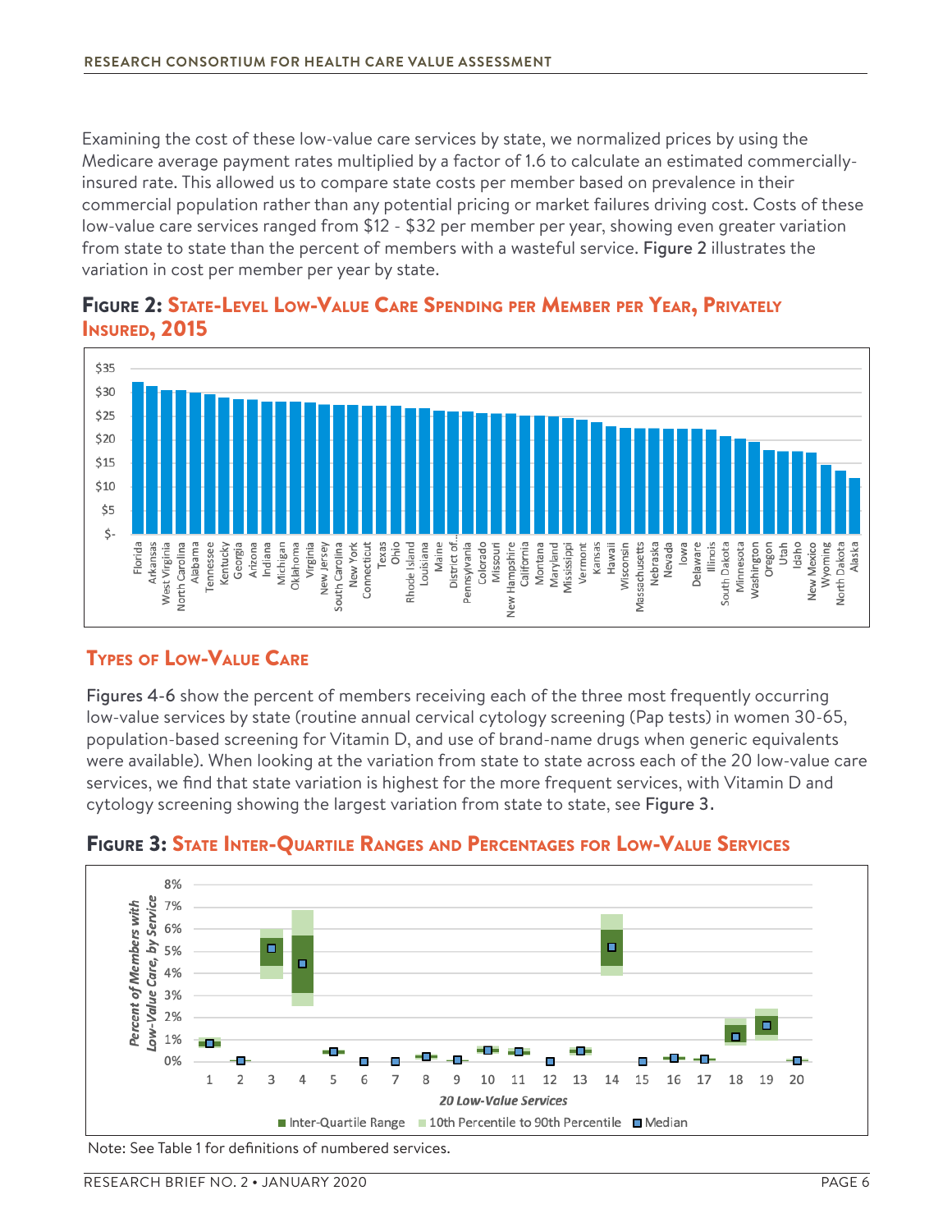Examining the cost of these low-value care services by state, we normalized prices by using the Medicare average payment rates multiplied by a factor of 1.6 to calculate an estimated commercially-insured rate. This allowed us to compare state costs per member based on prevalence in their commercial population rather than any potential pricing or market failures driving cost. Costs of these low-value care services ranged from $12 - $32 per member per year, showing even greater variation from state to state than the percent of members with a wasteful service. **Figure 2** illustrates the variation in cost per member per year by state.

### Figure 2: State-Level Low-Value Care Spending per Member per Year, Privately Insured, 2015

## Types of Low-Value Care

**Figures 4-6** show the percent of members receiving each of the three most frequently occurring low-value services by state (routine annual cervical cytology screening (Pap tests) in women 30-65, population-based screening for Vitamin D, and use of brand-name drugs when generic equivalents were available). When looking at the variation from state to state across each of the 20 low-value care services, we find that state variation is highest for the more frequent services, with Vitamin D and cytology screening showing the largest variation from state to state, see **Figure 3**.

### Figure 3: State Inter-Quartile Ranges and Percentages for Low-Value Services

Note: See Table 1 for definitions of numbered services.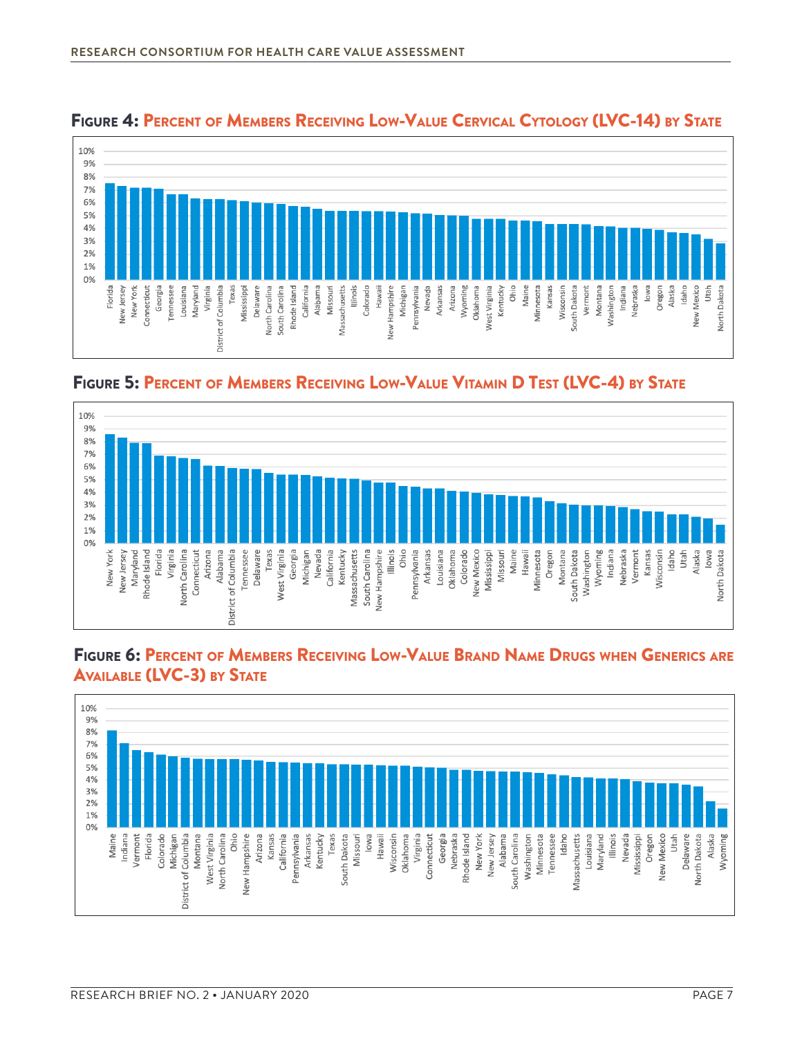## Figure 4: Percent of Members Receiving Low-Value Cervical Cytology (LVC-14) by State

10%
9%
8%
7%
6%
5%
4%
3%
2%
1%
0%

Florida, New Jersey, New York, Connecticut, Georgia, Tennessee, Louisiana, Maryland, Virginia, District of Columbia, Texas, Mississippi, Delaware, North Carolina, South Carolina, Rhode Island, California, Alabama, Missouri, Massachusetts, Illinois, Colorado, Hawaii, New Hampshire, Michigan, Pennsylvania, Nevada, Arkansas, Arizona, Wyoming, Oklahoma, West Virginia, Kentucky, Ohio, Maine, Minnesota, Kansas, Wisconsin, South Dakota, Vermont, Montana, Washington, Indiana, Nebraska, Iowa, Oregon, Alaska, Idaho, New Mexico, Utah, North Dakota

## Figure 5: Percent of Members Receiving Low-Value Vitamin D Test (LVC-4) by State

10%
9%
8%
7%
6%
5%
4%
3%
2%
1%
0%

New York, New Jersey, Maryland, Rhode Island, Florida, Virginia, North Carolina, Connecticut, Arizona, Alabama, District of Columbia, Tennessee, Delaware, Texas, West Virginia, Georgia, Michigan, Nevada, California, Kentucky, Massachusetts, South Carolina, New Hampshire, Illinois, Ohio, Pennsylvania, Arkansas, Louisiana, Oklahoma, Colorado, New Mexico, Mississippi, Missouri, Maine, Hawaii, Minnesota, Oregon, Montana, South Dakota, Washington, Wyoming, Indiana, Nebraska, Vermont, Kansas, Wisconsin, Idaho, Utah, Alaska, Iowa, North Dakota

## Figure 6: Percent of Members Receiving Low-Value Brand Name Drugs when Generics are Available (LVC-3) by State

10%
9%
8%
7%
6%
5%
4%
3%
2%
1%
0%

Maine, Indiana, Vermont, Florida, Colorado, Michigan, District of Columbia, Montana, West Virginia, North Carolina, Ohio, New Hampshire, Arizona, Kansas, California, Pennsylvania, Arkansas, Kentucky, Texas, South Dakota, Missouri, Iowa, Hawaii, Wisconsin, Oklahoma, Virginia, Connecticut, Georgia, Nebraska, Rhode Island, New York, New Jersey, Alabama, South Carolina, Washington, Minnesota, Tennessee, Idaho, Massachusetts, Louisiana, Maryland, Illinois, Nevada, Mississippi, Oregon, New Mexico, Utah, Delaware, North Dakota, Alaska, Wyoming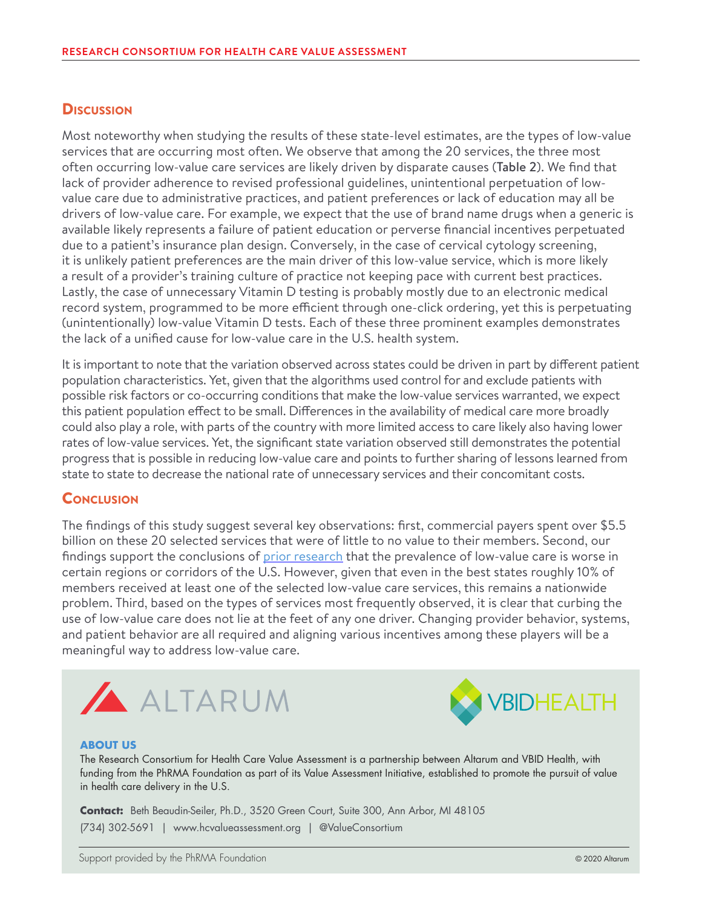## Discussion

Most noteworthy when studying the results of these state-level estimates, are the types of low-value services that are occurring most often. We observe that among the 20 services, the three most often occurring low-value care services are likely driven by disparate causes (**Table 2**). We find that lack of provider adherence to revised professional guidelines, unintentional perpetuation of low-value care due to administrative practices, and patient preferences or lack of education may all be drivers of low-value care. For example, we expect that the use of brand name drugs when a generic is available likely represents a failure of patient education or perverse financial incentives perpetuated due to a patient's insurance plan design. Conversely, in the case of cervical cytology screening, it is unlikely patient preferences are the main driver of this low-value service, which is more likely a result of a provider's training culture of practice not keeping pace with current best practices. Lastly, the case of unnecessary Vitamin D testing is probably mostly due to an electronic medical record system, programmed to be more efficient through one-click ordering, yet this is perpetuating (unintentionally) low-value Vitamin D tests. Each of these three prominent examples demonstrates the lack of a unified cause for low-value care in the U.S. health system.

It is important to note that the variation observed across states could be driven in part by different patient population characteristics. Yet, given that the algorithms used control for and exclude patients with possible risk factors or co-occurring conditions that make the low-value services warranted, we expect this patient population effect to be small. Differences in the availability of medical care more broadly could also play a role, with parts of the country with more limited access to care likely also having lower rates of low-value services. Yet, the significant state variation observed still demonstrates the potential progress that is possible in reducing low-value care and points to further sharing of lessons learned from state to state to decrease the national rate of unnecessary services and their concomitant costs.

## Conclusion

The findings of this study suggest several key observations: first, commercial payers spent over $5.5 billion on these 20 selected services that were of little to no value to their members. Second, our findings support the conclusions of prior research that the prevalence of low-value care is worse in certain regions or corridors of the U.S. However, given that even in the best states roughly 10% of members received at least one of the selected low-value care services, this remains a nationwide problem. Third, based on the types of services most frequently observed, it is clear that curbing the use of low-value care does not lie at the feet of any one driver. Changing provider behavior, systems, and patient behavior are all required and aligning various incentives among these players will be a meaningful way to address low-value care.

ALTARUM

VBIDHEALTH

**ABOUT US**

The Research Consortium for Health Care Value Assessment is a partnership between Altarum and VBID Health, with funding from the PhRMA Foundation as part of its Value Assessment Initiative, established to promote the pursuit of value in health care delivery in the U.S.

**Contact:** Beth Beaudin-Seiler, Ph.D., 3520 Green Court, Suite 300, Ann Arbor, MI 48105
(734) 302-5691 | www.hcvalueassessment.org | @ValueConsortium

Support provided by the PhRMA Foundation

© 2020 Altarum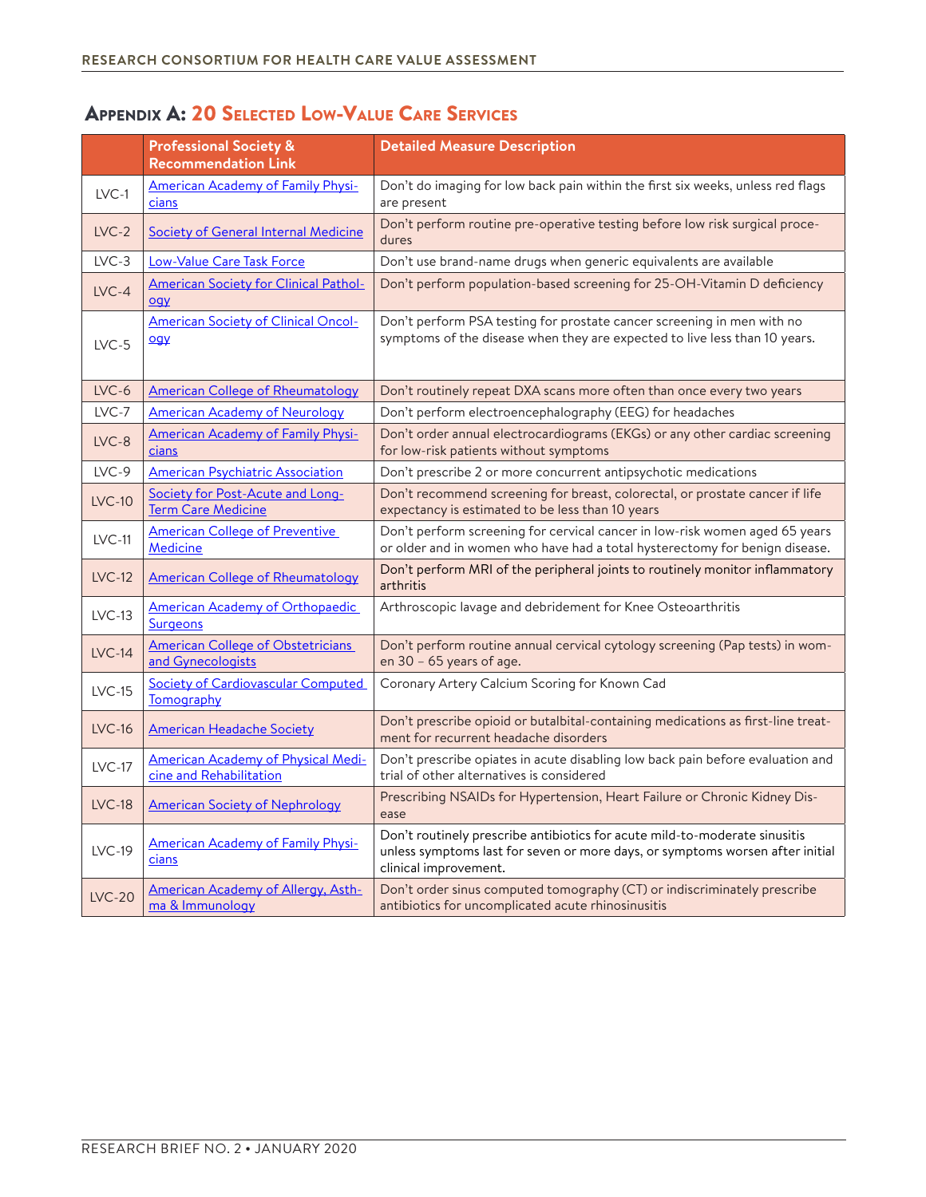## Appendix A: 20 Selected Low-Value Care Services

| | Professional Society & Recommendation Link | Detailed Measure Description |
|---|---|---|
| LVC-1 | American Academy of Family Physicians | Don't do imaging for low back pain within the first six weeks, unless red flags are present |
| LVC-2 | Society of General Internal Medicine | Don't perform routine pre-operative testing before low risk surgical procedures |
| LVC-3 | Low-Value Care Task Force | Don't use brand-name drugs when generic equivalents are available |
| LVC-4 | American Society for Clinical Pathology | Don't perform population-based screening for 25-OH-Vitamin D deficiency |
| LVC-5 | American Society of Clinical Oncology | Don't perform PSA testing for prostate cancer screening in men with no symptoms of the disease when they are expected to live less than 10 years. |
| LVC-6 | American College of Rheumatology | Don't routinely repeat DXA scans more often than once every two years |
| LVC-7 | American Academy of Neurology | Don't perform electroencephalography (EEG) for headaches |
| LVC-8 | American Academy of Family Physicians | Don't order annual electrocardiograms (EKGs) or any other cardiac screening for low-risk patients without symptoms |
| LVC-9 | American Psychiatric Association | Don't prescribe 2 or more concurrent antipsychotic medications |
| LVC-10 | Society for Post-Acute and Long-Term Care Medicine | Don't recommend screening for breast, colorectal, or prostate cancer if life expectancy is estimated to be less than 10 years |
| LVC-11 | American College of Preventive Medicine | Don't perform screening for cervical cancer in low-risk women aged 65 years or older and in women who have had a total hysterectomy for benign disease. |
| LVC-12 | American College of Rheumatology | Don't perform MRI of the peripheral joints to routinely monitor inflammatory arthritis |
| LVC-13 | American Academy of Orthopaedic Surgeons | Arthroscopic lavage and debridement for Knee Osteoarthritis |
| LVC-14 | American College of Obstetricians and Gynecologists | Don't perform routine annual cervical cytology screening (Pap tests) in women 30 – 65 years of age. |
| LVC-15 | Society of Cardiovascular Computed Tomography | Coronary Artery Calcium Scoring for Known Cad |
| LVC-16 | American Headache Society | Don't prescribe opioid or butalbital-containing medications as first-line treatment for recurrent headache disorders |
| LVC-17 | American Academy of Physical Medicine and Rehabilitation | Don't prescribe opiates in acute disabling low back pain before evaluation and trial of other alternatives is considered |
| LVC-18 | American Society of Nephrology | Prescribing NSAIDs for Hypertension, Heart Failure or Chronic Kidney Disease |
| LVC-19 | American Academy of Family Physicians | Don't routinely prescribe antibiotics for acute mild-to-moderate sinusitis unless symptoms last for seven or more days, or symptoms worsen after initial clinical improvement. |
| LVC-20 | American Academy of Allergy, Asthma & Immunology | Don't order sinus computed tomography (CT) or indiscriminately prescribe antibiotics for uncomplicated acute rhinosinusitis |